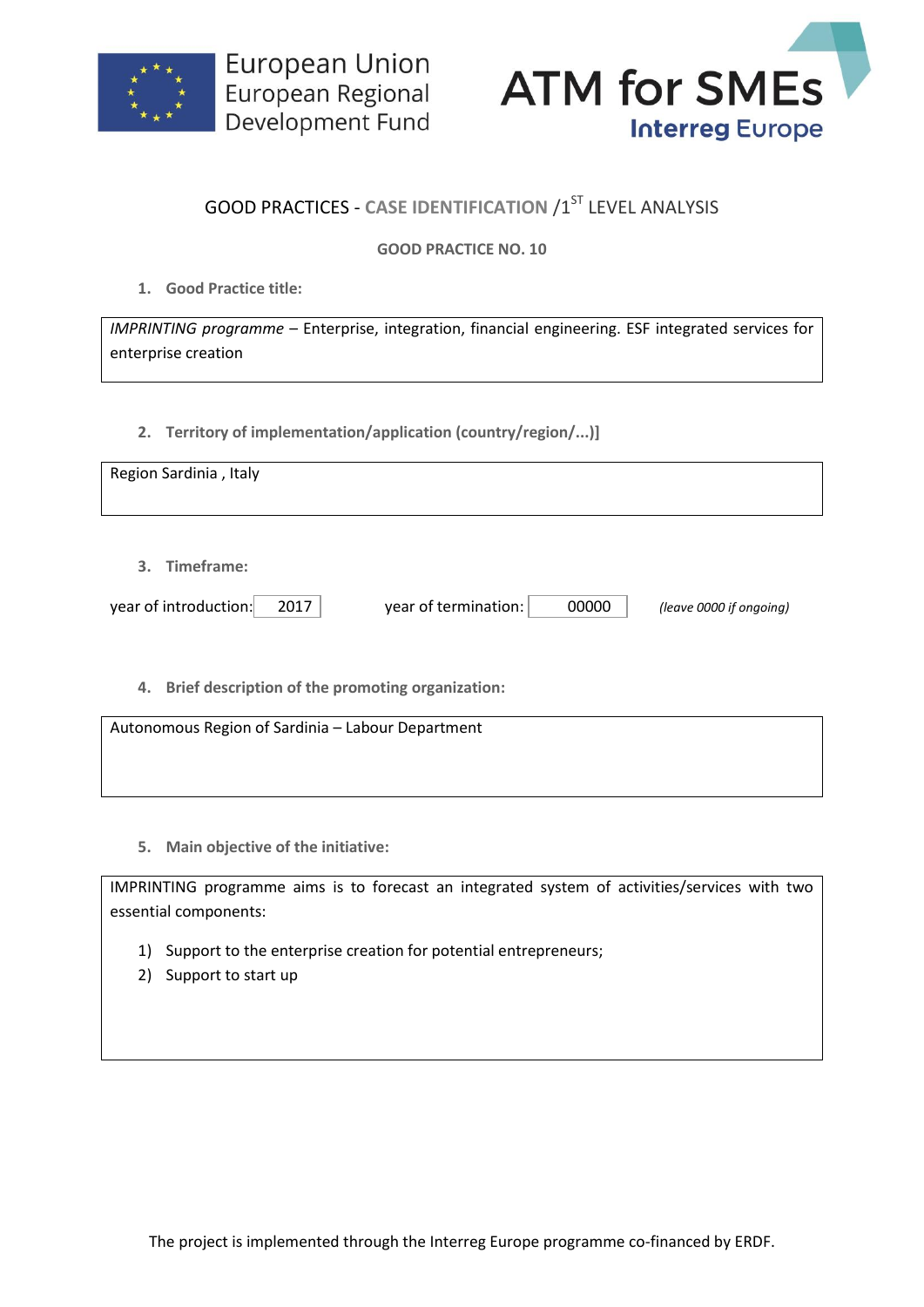European Union
European Regional
Development Fund

ATM for SMEs
Interreg Europe

## GOOD PRACTICES - CASE IDENTIFICATION /1ST LEVEL ANALYSIS

### GOOD PRACTICE NO. 10

1. **Good Practice title:**

*IMPRINTING programme* – Enterprise, integration, financial engineering. ESF integrated services for enterprise creation

2. **Territory of implementation/application (country/region/...)]**

Region Sardinia , Italy

3. **Timeframe:**

year of introduction: 2017 year of termination: 00000 *(leave 0000 if ongoing)*

4. **Brief description of the promoting organization:**

Autonomous Region of Sardinia – Labour Department

5. **Main objective of the initiative:**

IMPRINTING programme aims is to forecast an integrated system of activities/services with two essential components:

1) Support to the enterprise creation for potential entrepreneurs;
2) Support to start up

The project is implemented through the Interreg Europe programme co-financed by ERDF.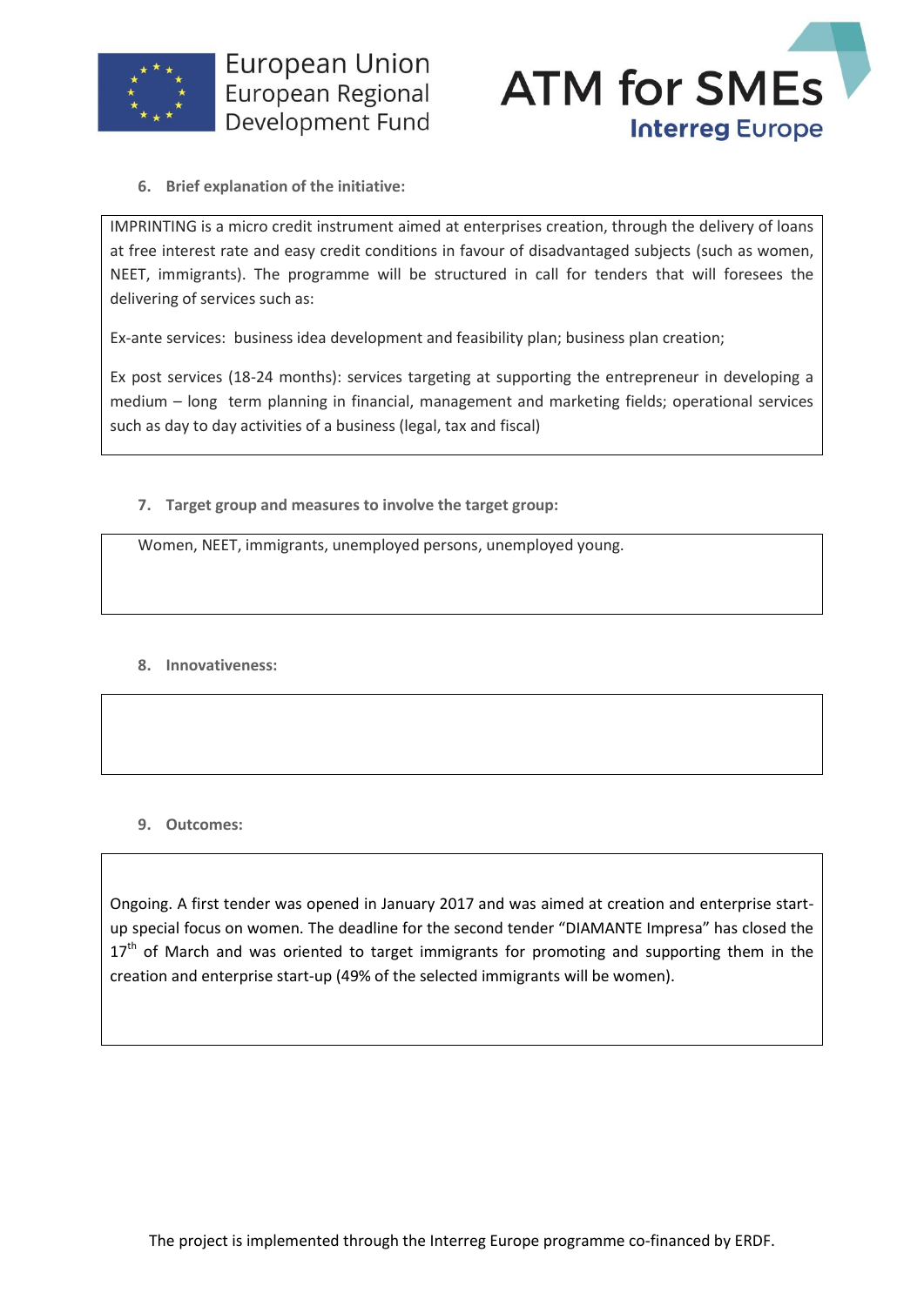6. **Brief explanation of the initiative:**

IMPRINTING is a micro credit instrument aimed at enterprises creation, through the delivery of loans at free interest rate and easy credit conditions in favour of disadvantaged subjects (such as women, NEET, immigrants). The programme will be structured in call for tenders that will foresees the delivering of services such as:

Ex-ante services: business idea development and feasibility plan; business plan creation;

Ex post services (18-24 months): services targeting at supporting the entrepreneur in developing a medium – long term planning in financial, management and marketing fields; operational services such as day to day activities of a business (legal, tax and fiscal)

7. **Target group and measures to involve the target group:**

Women, NEET, immigrants, unemployed persons, unemployed young.

8. **Innovativeness:**

9. **Outcomes:**

Ongoing. A first tender was opened in January 2017 and was aimed at creation and enterprise start-up special focus on women. The deadline for the second tender "DIAMANTE Impresa" has closed the 17th of March and was oriented to target immigrants for promoting and supporting them in the creation and enterprise start-up (49% of the selected immigrants will be women).